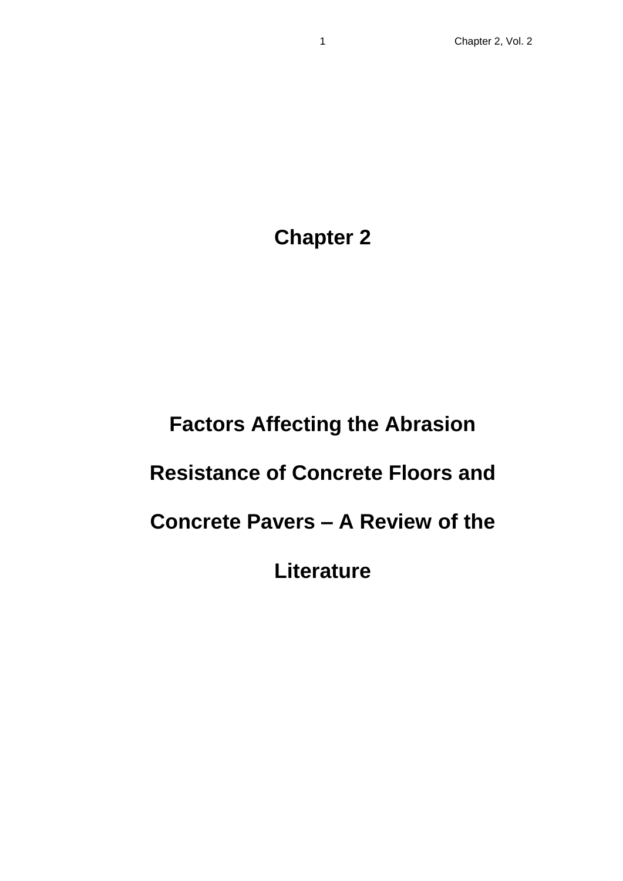# Chapter 2

# Factors Affecting the Abrasion Resistance of Concrete Floors and Concrete Pavers – A Review of the Literature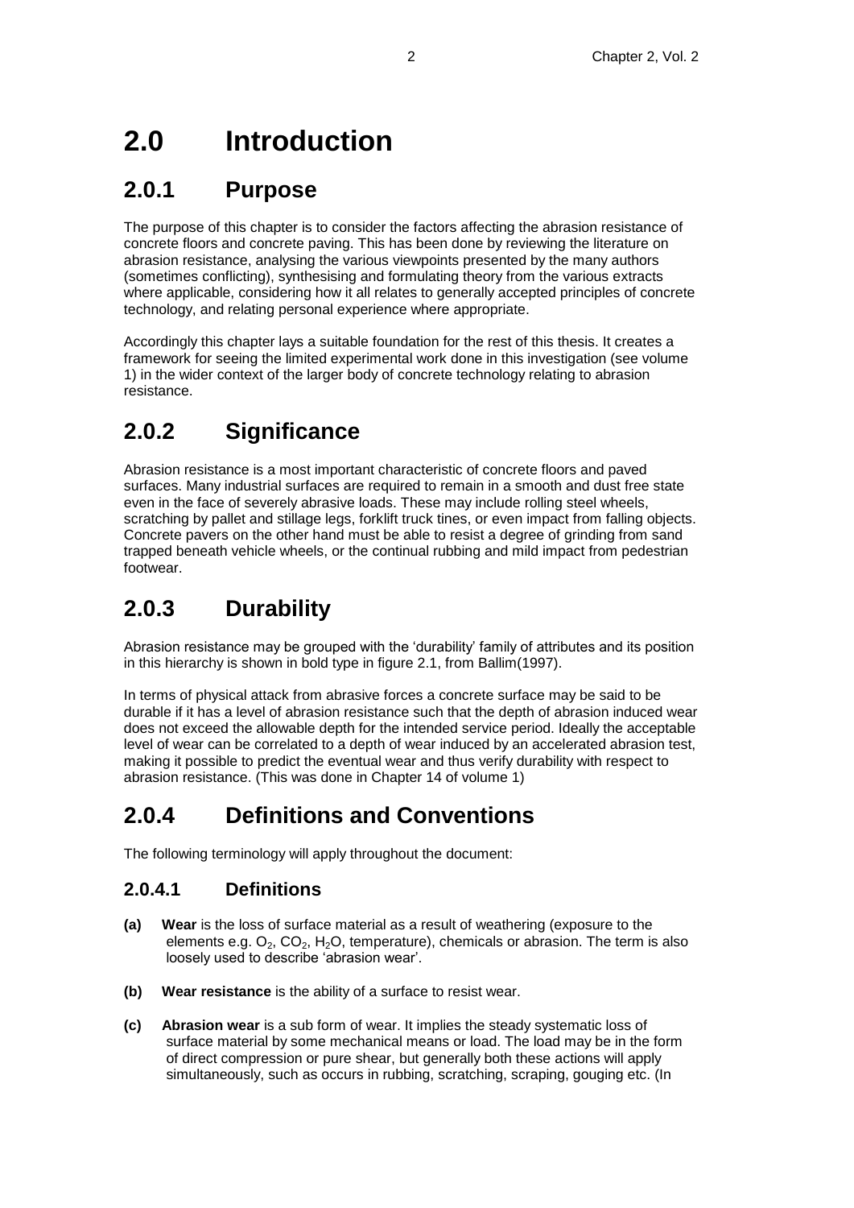# 2.0 Introduction

## 2.0.1 Purpose

The purpose of this chapter is to consider the factors affecting the abrasion resistance of concrete floors and concrete paving. This has been done by reviewing the literature on abrasion resistance, analysing the various viewpoints presented by the many authors (sometimes conflicting), synthesising and formulating theory from the various extracts where applicable, considering how it all relates to generally accepted principles of concrete technology, and relating personal experience where appropriate.

Accordingly this chapter lays a suitable foundation for the rest of this thesis. It creates a framework for seeing the limited experimental work done in this investigation (see volume 1) in the wider context of the larger body of concrete technology relating to abrasion resistance.

## 2.0.2 Significance

Abrasion resistance is a most important characteristic of concrete floors and paved surfaces. Many industrial surfaces are required to remain in a smooth and dust free state even in the face of severely abrasive loads. These may include rolling steel wheels, scratching by pallet and stillage legs, forklift truck tines, or even impact from falling objects. Concrete pavers on the other hand must be able to resist a degree of grinding from sand trapped beneath vehicle wheels, or the continual rubbing and mild impact from pedestrian footwear.

## 2.0.3 Durability

Abrasion resistance may be grouped with the 'durability' family of attributes and its position in this hierarchy is shown in bold type in figure 2.1, from Ballim(1997).

In terms of physical attack from abrasive forces a concrete surface may be said to be durable if it has a level of abrasion resistance such that the depth of abrasion induced wear does not exceed the allowable depth for the intended service period. Ideally the acceptable level of wear can be correlated to a depth of wear induced by an accelerated abrasion test, making it possible to predict the eventual wear and thus verify durability with respect to abrasion resistance. (This was done in Chapter 14 of volume 1)

## 2.0.4 Definitions and Conventions

The following terminology will apply throughout the document:

### 2.0.4.1 Definitions

**(a)** **Wear** is the loss of surface material as a result of weathering (exposure to the elements e.g. $O_2$, $CO_2$, $H_2O$, temperature), chemicals or abrasion. The term is also loosely used to describe 'abrasion wear'.

**(b)** **Wear resistance** is the ability of a surface to resist wear.

**(c)** **Abrasion wear** is a sub form of wear. It implies the steady systematic loss of surface material by some mechanical means or load. The load may be in the form of direct compression or pure shear, but generally both these actions will apply simultaneously, such as occurs in rubbing, scratching, scraping, gouging etc. (In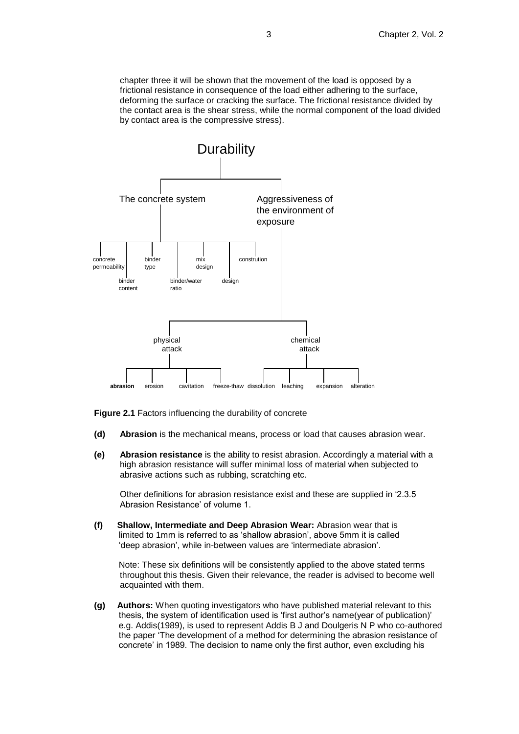chapter three it will be shown that the movement of the load is opposed by a frictional resistance in consequence of the load either adhering to the surface, deforming the surface or cracking the surface. The frictional resistance divided by the contact area is the shear stress, while the normal component of the load divided by contact area is the compressive stress).

- Durability
  - The concrete system
    - concrete permeability
    - binder content
    - binder type
    - binder/water ratio
    - mix design
    - design
    - constrution
  - Aggressiveness of the environment of exposure
    - physical attack
      - **abrasion**
      - erosion
      - cavitation
      - freeze-thaw
    - chemical attack
      - dissolution
      - leaching
      - expansion
      - alteration

**Figure 2.1** Factors influencing the durability of concrete

**(d)** **Abrasion** is the mechanical means, process or load that causes abrasion wear.

**(e)** **Abrasion resistance** is the ability to resist abrasion. Accordingly a material with a high abrasion resistance will suffer minimal loss of material when subjected to abrasive actions such as rubbing, scratching etc.

Other definitions for abrasion resistance exist and these are supplied in '2.3.5 Abrasion Resistance' of volume 1.

**(f)** **Shallow, Intermediate and Deep Abrasion Wear:** Abrasion wear that is limited to 1mm is referred to as 'shallow abrasion', above 5mm it is called 'deep abrasion', while in-between values are 'intermediate abrasion'.

Note: These six definitions will be consistently applied to the above stated terms throughout this thesis. Given their relevance, the reader is advised to become well acquainted with them.

**(g)** **Authors:** When quoting investigators who have published material relevant to this thesis, the system of identification used is 'first author's name(year of publication)' e.g. Addis(1989), is used to represent Addis B J and Doulgeris N P who co-authored the paper 'The development of a method for determining the abrasion resistance of concrete' in 1989. The decision to name only the first author, even excluding his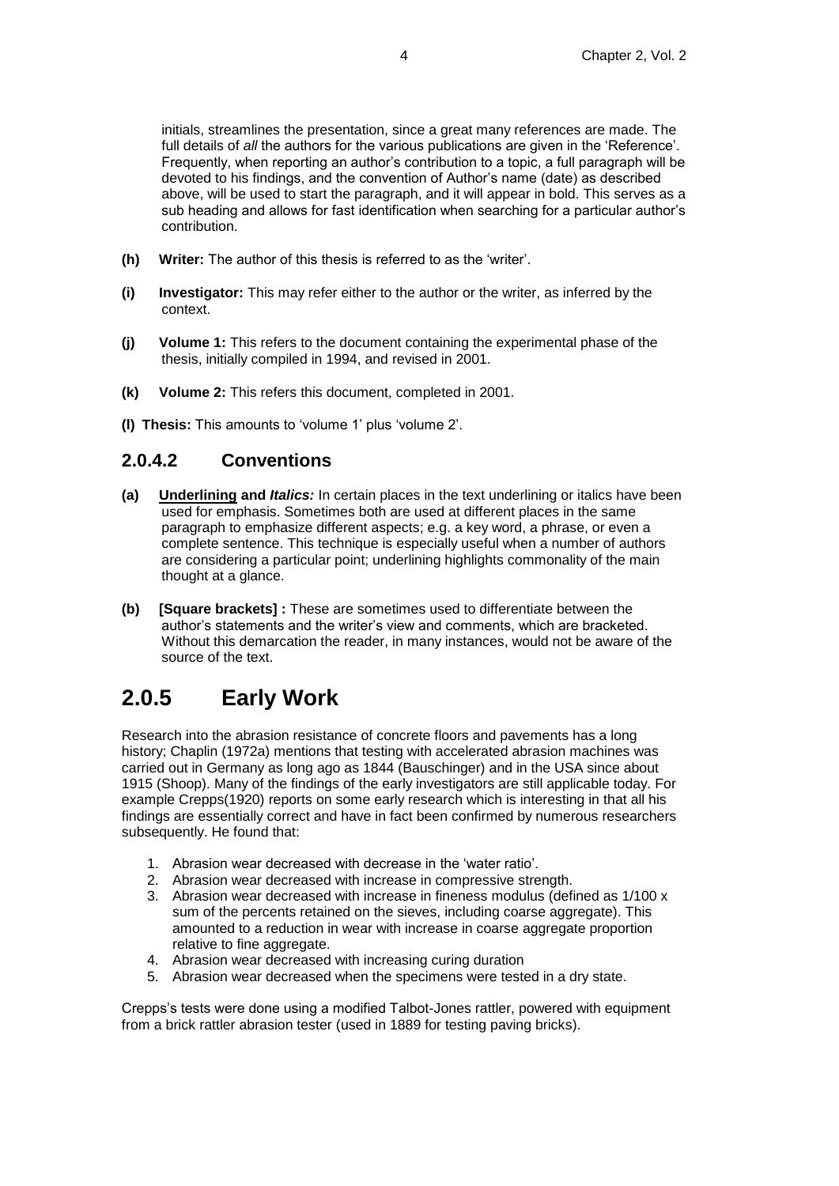initials, streamlines the presentation, since a great many references are made. The full details of *all* the authors for the various publications are given in the 'Reference'. Frequently, when reporting an author's contribution to a topic, a full paragraph will be devoted to his findings, and the convention of Author's name (date) as described above, will be used to start the paragraph, and it will appear in bold. This serves as a sub heading and allows for fast identification when searching for a particular author's contribution.

**(h) Writer:** The author of this thesis is referred to as the 'writer'.

**(i) Investigator:** This may refer either to the author or the writer, as inferred by the context.

**(j) Volume 1:** This refers to the document containing the experimental phase of the thesis, initially compiled in 1994, and revised in 2001.

**(k) Volume 2:** This refers this document, completed in 2001.

**(l) Thesis:** This amounts to 'volume 1' plus 'volume 2'.

### 2.0.4.2 Conventions

**(a) <u>Underlining</u> and *Italics:*** In certain places in the text underlining or italics have been used for emphasis. Sometimes both are used at different places in the same paragraph to emphasize different aspects; e.g. a key word, a phrase, or even a complete sentence. This technique is especially useful when a number of authors are considering a particular point; underlining highlights commonality of the main thought at a glance.

**(b) [Square brackets] :** These are sometimes used to differentiate between the author's statements and the writer's view and comments, which are bracketed. Without this demarcation the reader, in many instances, would not be aware of the source of the text.

## 2.0.5 Early Work

Research into the abrasion resistance of concrete floors and pavements has a long history; Chaplin (1972a) mentions that testing with accelerated abrasion machines was carried out in Germany as long ago as 1844 (Bauschinger) and in the USA since about 1915 (Shoop). Many of the findings of the early investigators are still applicable today. For example Crepps(1920) reports on some early research which is interesting in that all his findings are essentially correct and have in fact been confirmed by numerous researchers subsequently. He found that:

1. Abrasion wear decreased with decrease in the 'water ratio'.
2. Abrasion wear decreased with increase in compressive strength.
3. Abrasion wear decreased with increase in fineness modulus (defined as 1/100 x sum of the percents retained on the sieves, including coarse aggregate). This amounted to a reduction in wear with increase in coarse aggregate proportion relative to fine aggregate.
4. Abrasion wear decreased with increasing curing duration
5. Abrasion wear decreased when the specimens were tested in a dry state.

Crepps's tests were done using a modified Talbot-Jones rattler, powered with equipment from a brick rattler abrasion tester (used in 1889 for testing paving bricks).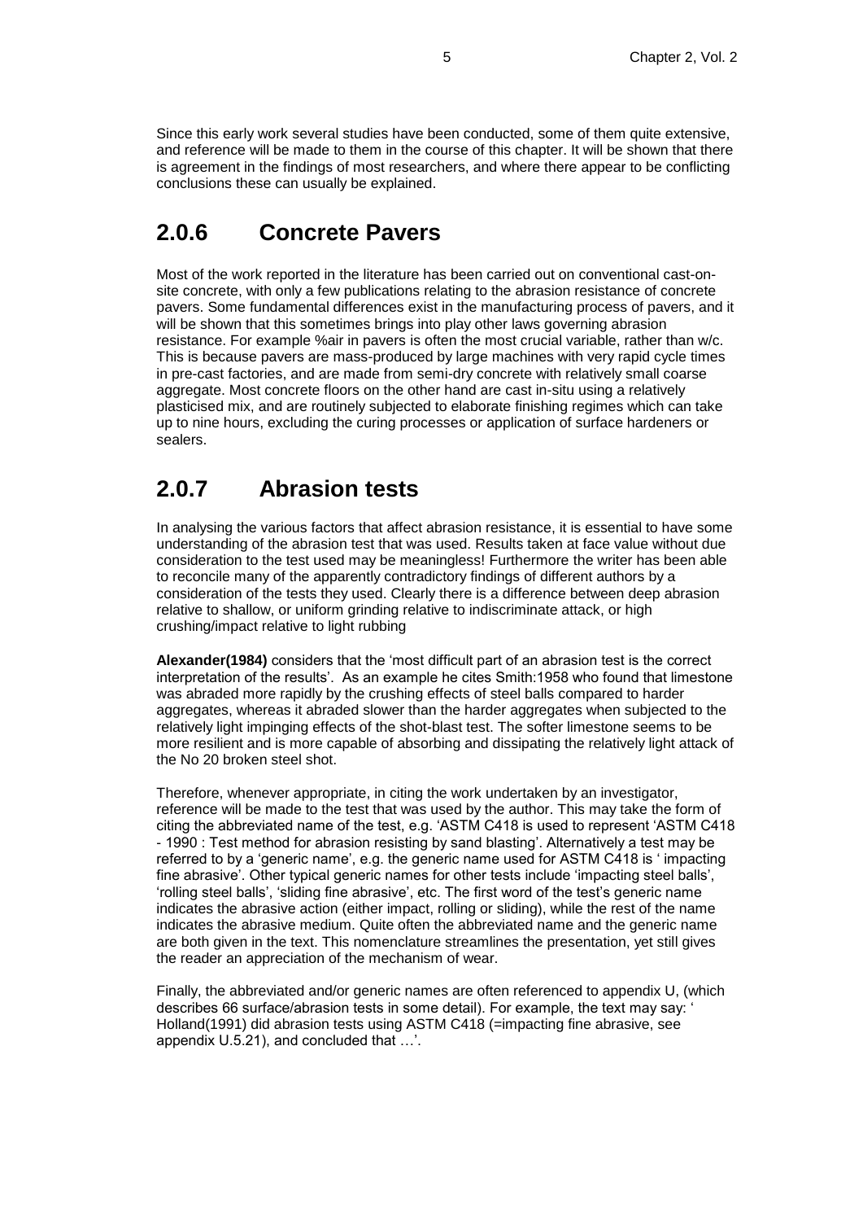Since this early work several studies have been conducted, some of them quite extensive, and reference will be made to them in the course of this chapter. It will be shown that there is agreement in the findings of most researchers, and where there appear to be conflicting conclusions these can usually be explained.

## 2.0.6 Concrete Pavers

Most of the work reported in the literature has been carried out on conventional cast-on-site concrete, with only a few publications relating to the abrasion resistance of concrete pavers. Some fundamental differences exist in the manufacturing process of pavers, and it will be shown that this sometimes brings into play other laws governing abrasion resistance. For example %air in pavers is often the most crucial variable, rather than w/c. This is because pavers are mass-produced by large machines with very rapid cycle times in pre-cast factories, and are made from semi-dry concrete with relatively small coarse aggregate. Most concrete floors on the other hand are cast in-situ using a relatively plasticised mix, and are routinely subjected to elaborate finishing regimes which can take up to nine hours, excluding the curing processes or application of surface hardeners or sealers.

## 2.0.7 Abrasion tests

In analysing the various factors that affect abrasion resistance, it is essential to have some understanding of the abrasion test that was used. Results taken at face value without due consideration to the test used may be meaningless! Furthermore the writer has been able to reconcile many of the apparently contradictory findings of different authors by a consideration of the tests they used. Clearly there is a difference between deep abrasion relative to shallow, or uniform grinding relative to indiscriminate attack, or high crushing/impact relative to light rubbing

**Alexander(1984)** considers that the 'most difficult part of an abrasion test is the correct interpretation of the results'. As an example he cites Smith:1958 who found that limestone was abraded more rapidly by the crushing effects of steel balls compared to harder aggregates, whereas it abraded slower than the harder aggregates when subjected to the relatively light impinging effects of the shot-blast test. The softer limestone seems to be more resilient and is more capable of absorbing and dissipating the relatively light attack of the No 20 broken steel shot.

Therefore, whenever appropriate, in citing the work undertaken by an investigator, reference will be made to the test that was used by the author. This may take the form of citing the abbreviated name of the test, e.g. 'ASTM C418 is used to represent 'ASTM C418 - 1990 : Test method for abrasion resisting by sand blasting'. Alternatively a test may be referred to by a 'generic name', e.g. the generic name used for ASTM C418 is ' impacting fine abrasive'. Other typical generic names for other tests include 'impacting steel balls', 'rolling steel balls', 'sliding fine abrasive', etc. The first word of the test's generic name indicates the abrasive action (either impact, rolling or sliding), while the rest of the name indicates the abrasive medium. Quite often the abbreviated name and the generic name are both given in the text. This nomenclature streamlines the presentation, yet still gives the reader an appreciation of the mechanism of wear.

Finally, the abbreviated and/or generic names are often referenced to appendix U, (which describes 66 surface/abrasion tests in some detail). For example, the text may say: ' Holland(1991) did abrasion tests using ASTM C418 (=impacting fine abrasive, see appendix U.5.21), and concluded that …'.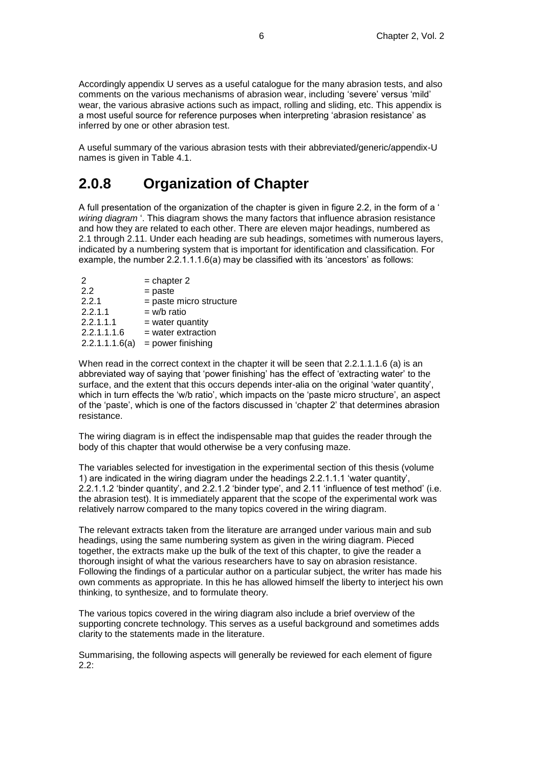Accordingly appendix U serves as a useful catalogue for the many abrasion tests, and also comments on the various mechanisms of abrasion wear, including 'severe' versus 'mild' wear, the various abrasive actions such as impact, rolling and sliding, etc. This appendix is a most useful source for reference purposes when interpreting 'abrasion resistance' as inferred by one or other abrasion test.

A useful summary of the various abrasion tests with their abbreviated/generic/appendix-U names is given in Table 4.1.

## 2.0.8 Organization of Chapter

A full presentation of the organization of the chapter is given in figure 2.2, in the form of a ' *wiring diagram* '. This diagram shows the many factors that influence abrasion resistance and how they are related to each other. There are eleven major headings, numbered as 2.1 through 2.11. Under each heading are sub headings, sometimes with numerous layers, indicated by a numbering system that is important for identification and classification. For example, the number 2.2.1.1.1.6(a) may be classified with its 'ancestors' as follows:

| | |
|---|---|
| 2 | = chapter 2 |
| 2.2 | = paste |
| 2.2.1 | = paste micro structure |
| 2.2.1.1 | = w/b ratio |
| 2.2.1.1.1 | = water quantity |
| 2.2.1.1.1.6 | = water extraction |
| 2.2.1.1.1.6(a) | = power finishing |

When read in the correct context in the chapter it will be seen that 2.2.1.1.1.6 (a) is an abbreviated way of saying that 'power finishing' has the effect of 'extracting water' to the surface, and the extent that this occurs depends inter-alia on the original 'water quantity', which in turn effects the 'w/b ratio', which impacts on the 'paste micro structure', an aspect of the 'paste', which is one of the factors discussed in 'chapter 2' that determines abrasion resistance.

The wiring diagram is in effect the indispensable map that guides the reader through the body of this chapter that would otherwise be a very confusing maze.

The variables selected for investigation in the experimental section of this thesis (volume 1) are indicated in the wiring diagram under the headings 2.2.1.1.1 'water quantity', 2.2.1.1.2 'binder quantity', and 2.2.1.2 'binder type', and 2.11 'influence of test method' (i.e. the abrasion test). It is immediately apparent that the scope of the experimental work was relatively narrow compared to the many topics covered in the wiring diagram.

The relevant extracts taken from the literature are arranged under various main and sub headings, using the same numbering system as given in the wiring diagram. Pieced together, the extracts make up the bulk of the text of this chapter, to give the reader a thorough insight of what the various researchers have to say on abrasion resistance. Following the findings of a particular author on a particular subject, the writer has made his own comments as appropriate. In this he has allowed himself the liberty to interject his own thinking, to synthesize, and to formulate theory.

The various topics covered in the wiring diagram also include a brief overview of the supporting concrete technology. This serves as a useful background and sometimes adds clarity to the statements made in the literature.

Summarising, the following aspects will generally be reviewed for each element of figure 2.2: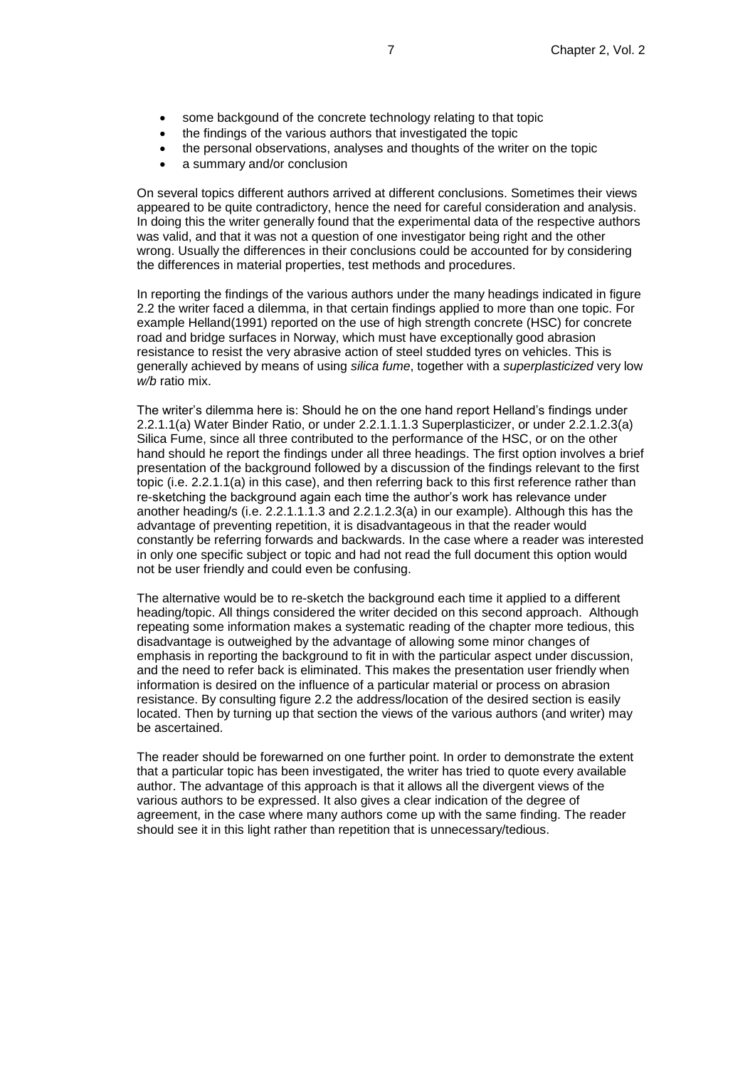- some backgound of the concrete technology relating to that topic
- the findings of the various authors that investigated the topic
- the personal observations, analyses and thoughts of the writer on the topic
- a summary and/or conclusion

On several topics different authors arrived at different conclusions. Sometimes their views appeared to be quite contradictory, hence the need for careful consideration and analysis. In doing this the writer generally found that the experimental data of the respective authors was valid, and that it was not a question of one investigator being right and the other wrong. Usually the differences in their conclusions could be accounted for by considering the differences in material properties, test methods and procedures.

In reporting the findings of the various authors under the many headings indicated in figure 2.2 the writer faced a dilemma, in that certain findings applied to more than one topic. For example Helland(1991) reported on the use of high strength concrete (HSC) for concrete road and bridge surfaces in Norway, which must have exceptionally good abrasion resistance to resist the very abrasive action of steel studded tyres on vehicles. This is generally achieved by means of using *silica fume*, together with a *superplasticized* very low *w/b* ratio mix.

The writer's dilemma here is: Should he on the one hand report Helland's findings under 2.2.1.1(a) Water Binder Ratio, or under 2.2.1.1.1.3 Superplasticizer, or under 2.2.1.2.3(a) Silica Fume, since all three contributed to the performance of the HSC, or on the other hand should he report the findings under all three headings. The first option involves a brief presentation of the background followed by a discussion of the findings relevant to the first topic (i.e. 2.2.1.1(a) in this case), and then referring back to this first reference rather than re-sketching the background again each time the author's work has relevance under another heading/s (i.e. 2.2.1.1.1.3 and 2.2.1.2.3(a) in our example). Although this has the advantage of preventing repetition, it is disadvantageous in that the reader would constantly be referring forwards and backwards. In the case where a reader was interested in only one specific subject or topic and had not read the full document this option would not be user friendly and could even be confusing.

The alternative would be to re-sketch the background each time it applied to a different heading/topic. All things considered the writer decided on this second approach. Although repeating some information makes a systematic reading of the chapter more tedious, this disadvantage is outweighed by the advantage of allowing some minor changes of emphasis in reporting the background to fit in with the particular aspect under discussion, and the need to refer back is eliminated. This makes the presentation user friendly when information is desired on the influence of a particular material or process on abrasion resistance. By consulting figure 2.2 the address/location of the desired section is easily located. Then by turning up that section the views of the various authors (and writer) may be ascertained.

The reader should be forewarned on one further point. In order to demonstrate the extent that a particular topic has been investigated, the writer has tried to quote every available author. The advantage of this approach is that it allows all the divergent views of the various authors to be expressed. It also gives a clear indication of the degree of agreement, in the case where many authors come up with the same finding. The reader should see it in this light rather than repetition that is unnecessary/tedious.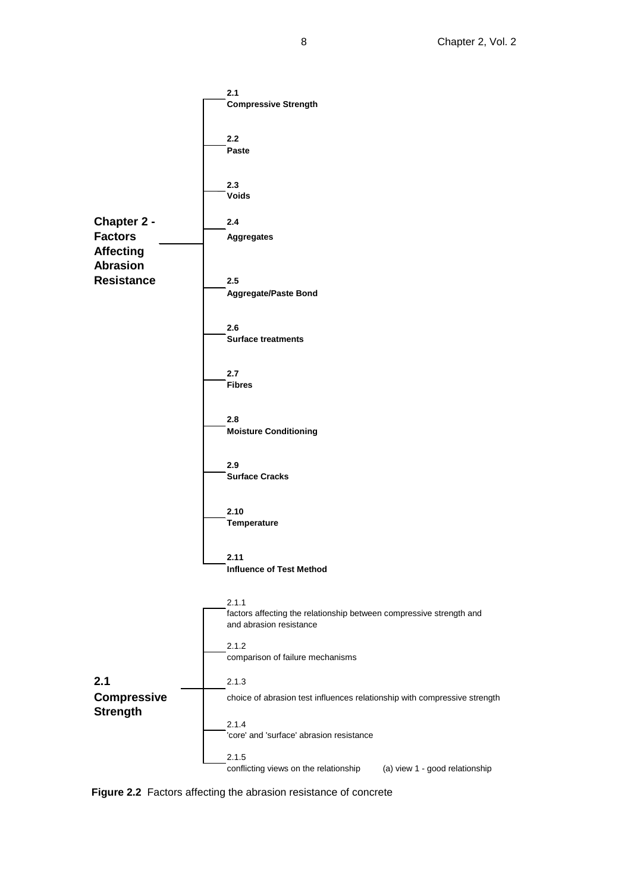**Chapter 2 - Factors Affecting Abrasion Resistance**

- **2.1 Compressive Strength**
- **2.2 Paste**
- **2.3 Voids**
- **2.4 Aggregates**
- **2.5 Aggregate/Paste Bond**
- **2.6 Surface treatments**
- **2.7 Fibres**
- **2.8 Moisture Conditioning**
- **2.9 Surface Cracks**
- **2.10 Temperature**
- **2.11 Influence of Test Method**

**2.1 Compressive Strength**

- 2.1.1 factors affecting the relationship between compressive strength and and abrasion resistance
- 2.1.2 comparison of failure mechanisms
- 2.1.3 choice of abrasion test influences relationship with compressive strength
- 2.1.4 'core' and 'surface' abrasion resistance
- 2.1.5 conflicting views on the relationship
    - (a) view 1 - good relationship

**Figure 2.2** Factors affecting the abrasion resistance of concrete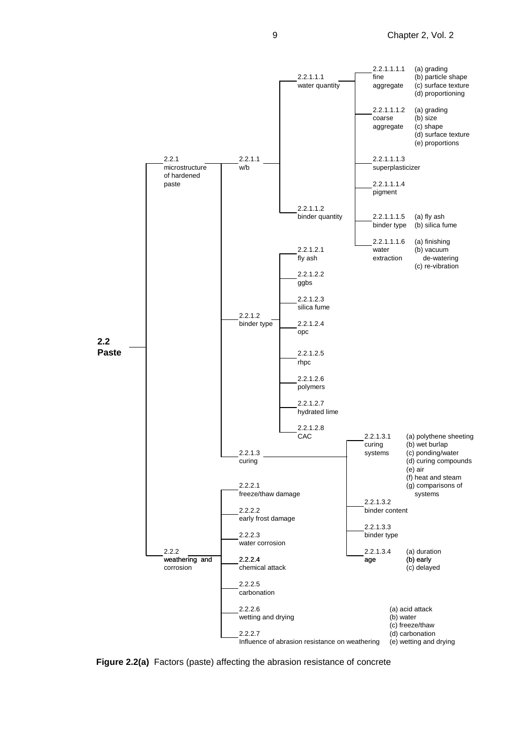**2.2 Paste**

- 2.2.1 microstructure of hardened paste
  - 2.2.1.1 w/b
    - 2.2.1.1.1 water quantity
      - 2.2.1.1.1.1 fine aggregate
        - (a) grading
        - (b) particle shape
        - (c) surface texture
        - (d) proportioning
      - 2.2.1.1.1.2 coarse aggregate
        - (a) grading
        - (b) size
        - (c) shape
        - (d) surface texture
        - (e) proportions
      - 2.2.1.1.1.3 superplasticizer
      - 2.2.1.1.1.4 pigment
      - 2.2.1.1.1.5 binder type
        - (a) fly ash
        - (b) silica fume
      - 2.2.1.1.1.6 water extraction
        - (a) finishing
        - (b) vacuum de-watering
        - (c) re-vibration
    - 2.2.1.1.2 binder quantity
  - 2.2.1.2 binder type
    - 2.2.1.2.1 fly ash
    - 2.2.1.2.2 ggbs
    - 2.2.1.2.3 silica fume
    - 2.2.1.2.4 opc
    - 2.2.1.2.5 rhpc
    - 2.2.1.2.6 polymers
    - 2.2.1.2.7 hydrated lime
    - 2.2.1.2.8 CAC
  - 2.2.1.3 curing
    - 2.2.1.3.1 curing systems
      - (a) polythene sheeting
      - (b) wet burlap
      - (c) ponding/water
      - (d) curing compounds
      - (e) air
      - (f) heat and steam
      - (g) comparisons of systems
    - 2.2.1.3.2 binder content
    - 2.2.1.3.3 binder type
    - 2.2.1.3.4 age
      - (a) duration
      - (b) early
      - (c) delayed
- 2.2.2 weathering and corrosion
  - 2.2.2.1 freeze/thaw damage
  - 2.2.2.2 early frost damage
  - 2.2.2.3 water corrosion
  - 2.2.2.4 chemical attack
  - 2.2.2.5 carbonation
  - 2.2.2.6 wetting and drying
  - 2.2.2.7 Influence of abrasion resistance on weathering
    - (a) acid attack
    - (b) water
    - (c) freeze/thaw
    - (d) carbonation
    - (e) wetting and drying

**Figure 2.2(a)** Factors (paste) affecting the abrasion resistance of concrete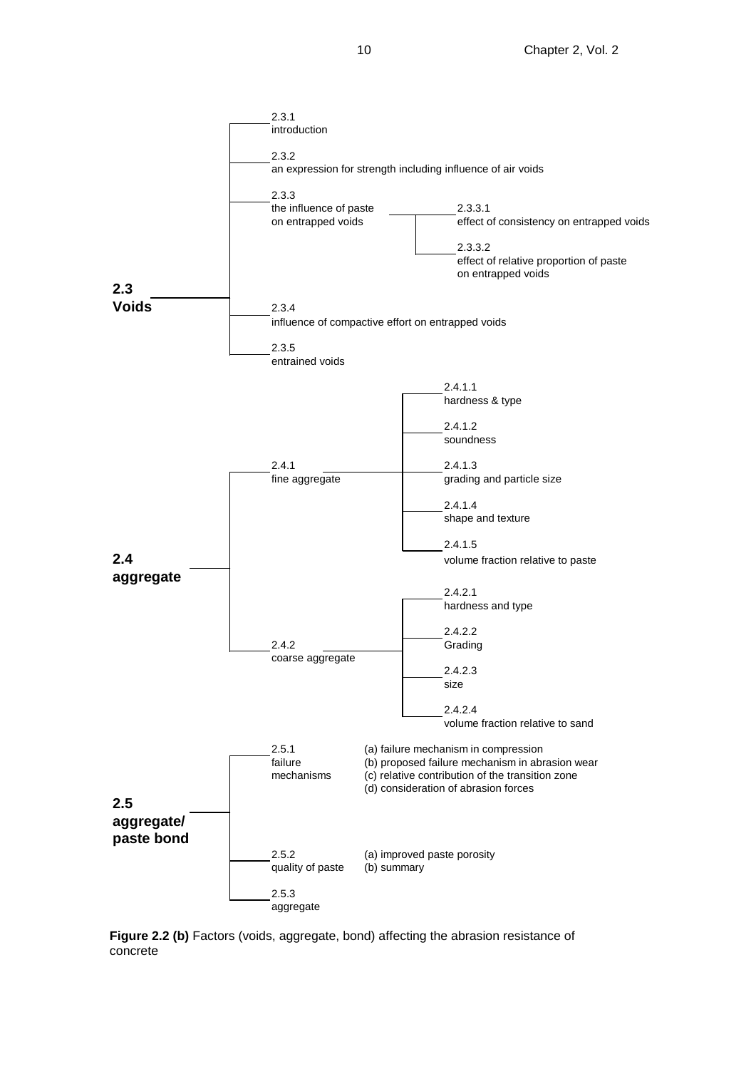- **2.3 Voids**
  - 2.3.1 introduction
  - 2.3.2 an expression for strength including influence of air voids
  - 2.3.3 the influence of paste on entrapped voids
    - 2.3.3.1 effect of consistency on entrapped voids
    - 2.3.3.2 effect of relative proportion of paste on entrapped voids
  - 2.3.4 influence of compactive effort on entrapped voids
  - 2.3.5 entrained voids
- **2.4 aggregate**
  - 2.4.1 fine aggregate
    - 2.4.1.1 hardness & type
    - 2.4.1.2 soundness
    - 2.4.1.3 grading and particle size
    - 2.4.1.4 shape and texture
    - 2.4.1.5 volume fraction relative to paste
  - 2.4.2 coarse aggregate
    - 2.4.2.1 hardness and type
    - 2.4.2.2 Grading
    - 2.4.2.3 size
    - 2.4.2.4 volume fraction relative to sand
- **2.5 aggregate/ paste bond**
  - 2.5.1 failure mechanisms
    - (a) failure mechanism in compression
    - (b) proposed failure mechanism in abrasion wear
    - (c) relative contribution of the transition zone
    - (d) consideration of abrasion forces
  - 2.5.2 quality of paste
    - (a) improved paste porosity
    - (b) summary
  - 2.5.3 aggregate

**Figure 2.2 (b)** Factors (voids, aggregate, bond) affecting the abrasion resistance of concrete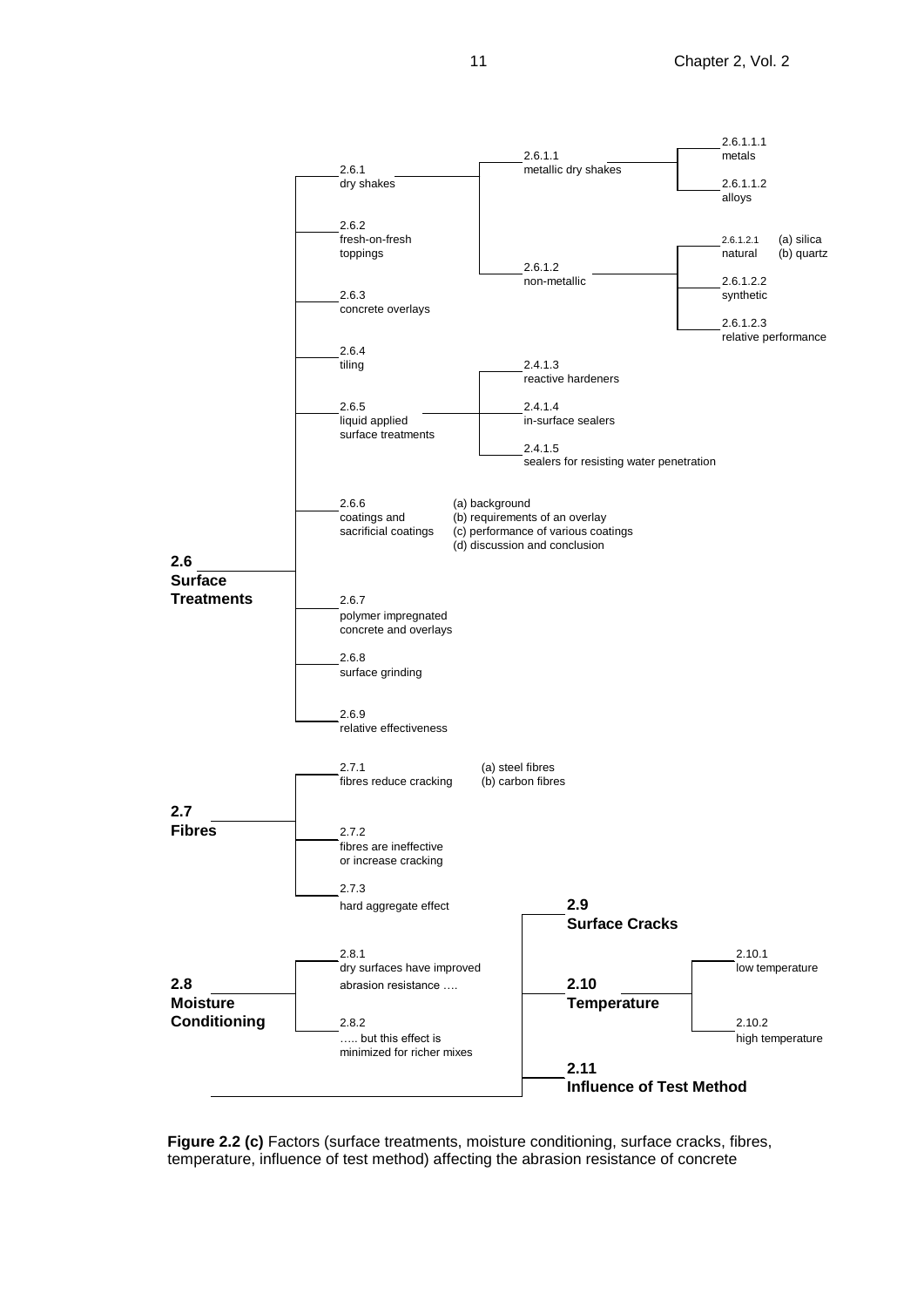- **2.6 Surface Treatments**
  - 2.6.1 dry shakes
    - 2.6.1.1 metallic dry shakes
      - 2.6.1.1.1 metals
      - 2.6.1.1.2 alloys
    - 2.6.1.2 non-metallic
      - 2.6.1.2.1 natural (a) silica (b) quartz
      - 2.6.1.2.2 synthetic
      - 2.6.1.2.3 relative performance
  - 2.6.2 fresh-on-fresh toppings
  - 2.6.3 concrete overlays
  - 2.6.4 tiling
  - 2.6.5 liquid applied surface treatments
    - 2.4.1.3 reactive hardeners
    - 2.4.1.4 in-surface sealers
    - 2.4.1.5 sealers for resisting water penetration
  - 2.6.6 coatings and sacrificial coatings
    - (a) background
    - (b) requirements of an overlay
    - (c) performance of various coatings
    - (d) discussion and conclusion
  - 2.6.7 polymer impregnated concrete and overlays
  - 2.6.8 surface grinding
  - 2.6.9 relative effectiveness
- **2.7 Fibres**
  - 2.7.1 fibres reduce cracking
    - (a) steel fibres
    - (b) carbon fibres
  - 2.7.2 fibres are ineffective or increase cracking
  - 2.7.3 hard aggregate effect
- **2.8 Moisture Conditioning**
  - 2.8.1 dry surfaces have improved abrasion resistance ….
  - 2.8.2 ….. but this effect is minimized for richer mixes
- **2.9 Surface Cracks**
- **2.10 Temperature**
  - 2.10.1 low temperature
  - 2.10.2 high temperature
- **2.11 Influence of Test Method**

**Figure 2.2 (c)** Factors (surface treatments, moisture conditioning, surface cracks, fibres, temperature, influence of test method) affecting the abrasion resistance of concrete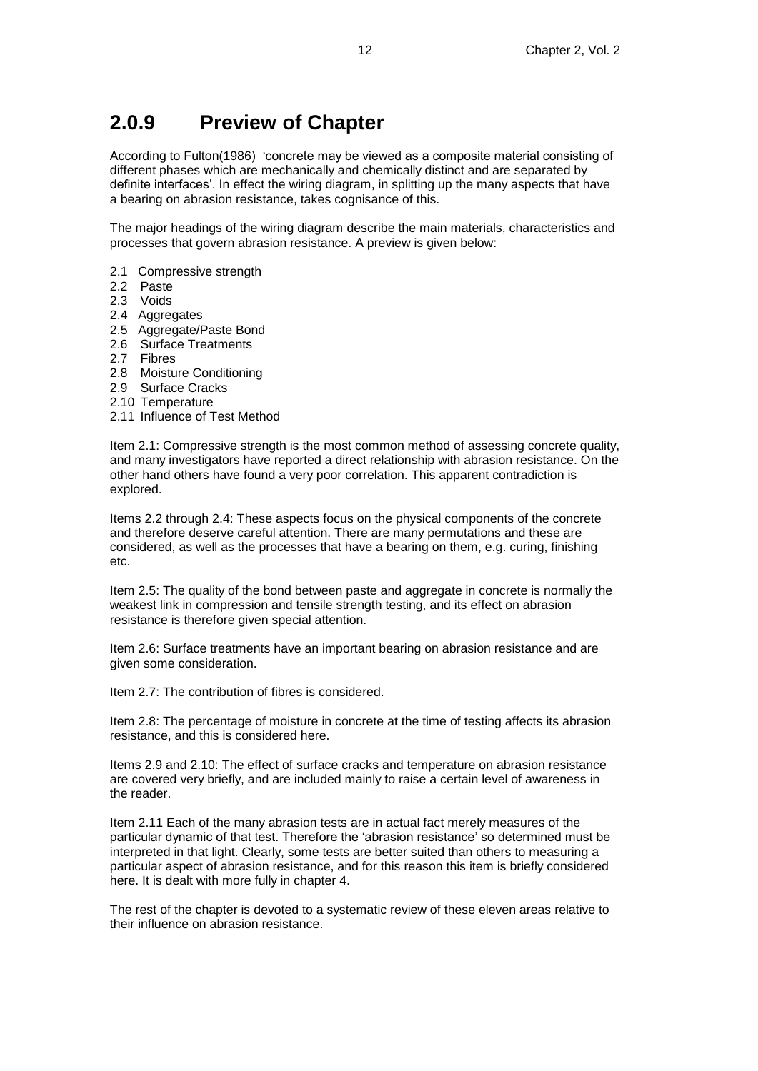## 2.0.9 Preview of Chapter

According to Fulton(1986) 'concrete may be viewed as a composite material consisting of different phases which are mechanically and chemically distinct and are separated by definite interfaces'. In effect the wiring diagram, in splitting up the many aspects that have a bearing on abrasion resistance, takes cognisance of this.

The major headings of the wiring diagram describe the main materials, characteristics and processes that govern abrasion resistance. A preview is given below:

- 2.1 Compressive strength
- 2.2 Paste
- 2.3 Voids
- 2.4 Aggregates
- 2.5 Aggregate/Paste Bond
- 2.6 Surface Treatments
- 2.7 Fibres
- 2.8 Moisture Conditioning
- 2.9 Surface Cracks
- 2.10 Temperature
- 2.11 Influence of Test Method

Item 2.1: Compressive strength is the most common method of assessing concrete quality, and many investigators have reported a direct relationship with abrasion resistance. On the other hand others have found a very poor correlation. This apparent contradiction is explored.

Items 2.2 through 2.4: These aspects focus on the physical components of the concrete and therefore deserve careful attention. There are many permutations and these are considered, as well as the processes that have a bearing on them, e.g. curing, finishing etc.

Item 2.5: The quality of the bond between paste and aggregate in concrete is normally the weakest link in compression and tensile strength testing, and its effect on abrasion resistance is therefore given special attention.

Item 2.6: Surface treatments have an important bearing on abrasion resistance and are given some consideration.

Item 2.7: The contribution of fibres is considered.

Item 2.8: The percentage of moisture in concrete at the time of testing affects its abrasion resistance, and this is considered here.

Items 2.9 and 2.10: The effect of surface cracks and temperature on abrasion resistance are covered very briefly, and are included mainly to raise a certain level of awareness in the reader.

Item 2.11 Each of the many abrasion tests are in actual fact merely measures of the particular dynamic of that test. Therefore the 'abrasion resistance' so determined must be interpreted in that light. Clearly, some tests are better suited than others to measuring a particular aspect of abrasion resistance, and for this reason this item is briefly considered here. It is dealt with more fully in chapter 4.

The rest of the chapter is devoted to a systematic review of these eleven areas relative to their influence on abrasion resistance.